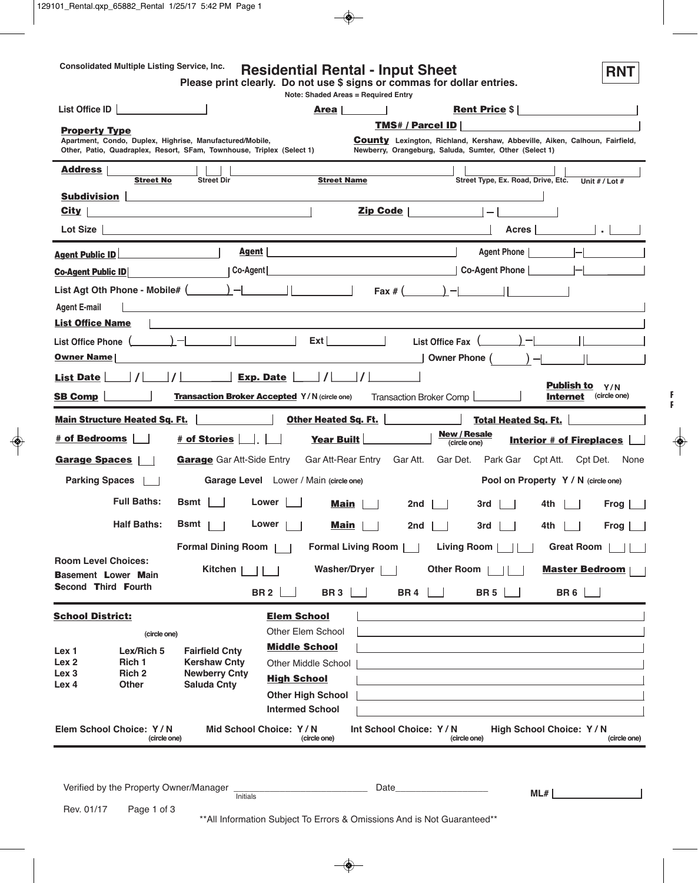Consolidated Multiple Listing Service, Inc.

# Residential Rental - Input Sheet

**RNT**

**Please print clearly. Do not use $ signs or commas for dollar entries.**

**Note: Shaded Areas = Required Entry**

List Office ID ____ **Area** ____ **Rent Price** $ ____

**TMS# / Parcel ID** ____

**Property Type**
Apartment, Condo, Duplex, Highrise, Manufactured/Mobile, Other, Patio, Quadraplex, Resort, SFam, Townhouse, Triplex (Select 1)

**County** Lexington, Richland, Kershaw, Abbeville, Aiken, Calhoun, Fairfield, Newberry, Orangeburg, Saluda, Sumter, Other (Select 1)

**Address** ____ **Street No** ____ Street Dir ____ **Street Name** ____ Street Type, Ex. Road, Drive, Etc. ____ Unit # / Lot # ____

**Subdivision** ____

**City** ____ **Zip Code** ____ – ____

Lot Size ____ Acres ____ . ____

**Agent Public ID** ____ **Agent** ____ Agent Phone ____ – ____

**Co-Agent Public ID** ____ Co-Agent ____ Co-Agent Phone ____ – ____

List Agt Oth Phone - Mobile# ( ____ ) – ____ ____ Fax # ( ____ ) – ____ ____

Agent E-mail ____

**List Office Name** ____

List Office Phone ( ____ ) – ____ ____ Ext ____ List Office Fax ( ____ ) – ____ ____

**Owner Name** ____ Owner Phone ( ____ ) – ____ ____

**List Date** ____ / ____ / ____ **Exp. Date** ____ / ____ / ____

**Publish to Internet** Y / N (circle one)

**SB Comp** ____ **Transaction Broker Accepted** Y / N (circle one) Transaction Broker Comp ____

**Main Structure Heated Sq. Ft.** ____ **Other Heated Sq. Ft.** ____ **Total Heated Sq. Ft.** ____

**# of Bedrooms** ____ **# of Stories** ____ . ____ **Year Built** ____ **New / Resale** (circle one) **Interior # of Fireplaces** ____

**Garage Spaces** ____ **Garage** Gar Att-Side Entry Gar Att-Rear Entry Gar Att. Gar Det. Park Gar Cpt Att. Cpt Det. None

Parking Spaces ____ Garage Level Lower / Main (circle one) Pool on Property Y / N (circle one)

| | Bsmt | Lower | **Main** | 2nd | 3rd | 4th | Frog |
|---|---|---|---|---|---|---|---|
| Full Baths: | | | | | | | |
| Half Baths: | | | | | | | |

Room Level Choices:
**B**asement **L**ower **M**ain
**S**econd **T**hird **F**ourth

Formal Dining Room ____ Formal Living Room ____ Living Room ____ ____ Great Room ____ ____

Kitchen ____ ____ Washer/Dryer ____ Other Room ____ ____ **Master Bedroom** ____

BR 2 ____ BR 3 ____ BR 4 ____ BR 5 ____ BR 6 ____

**School District:** (circle one)

| | | |
|---|---|---|
| Lex 1 | Lex/Rich 5 | Fairfield Cnty |
| Lex 2 | Rich 1 | Kershaw Cnty |
| Lex 3 | Rich 2 | Newberry Cnty |
| Lex 4 | Other | Saluda Cnty |

**Elem School** ____
Other Elem School ____
**Middle School** ____
Other Middle School ____
**High School** ____
Other High School ____
Intermed School ____

Elem School Choice: Y / N (circle one) Mid School Choice: Y / N (circle one) Int School Choice: Y / N (circle one) High School Choice: Y / N (circle one)

Verified by the Property Owner/Manager ____ Initials Date ____

ML# ____

Rev. 01/17

**All Information Subject To Errors & Omissions And is Not Guaranteed**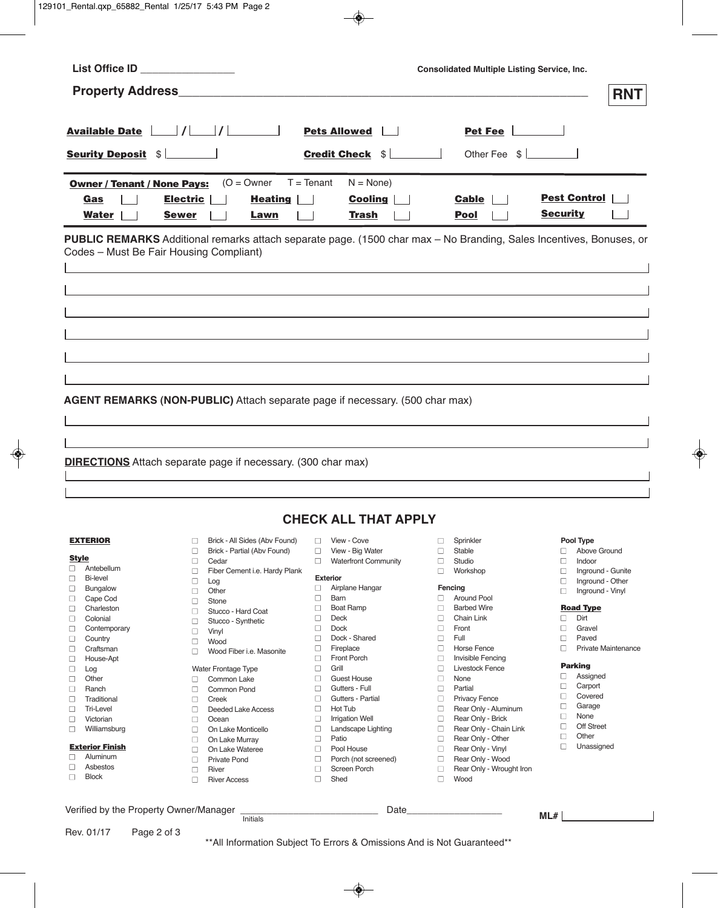List Office ID ________________

**Consolidated Multiple Listing Service, Inc.**

**Property Address** ____________________________________________________________ **RNT**

**Available Date** ____ / ____ / ________ **Pets Allowed** ____ **Pet Fee** ________

**Seurity Deposit** $ ________ **Credit Check** $ ________ Other Fee $ ________

**Owner / Tenant / None Pays:** (O = Owner T = Tenant N = None)

| | | | | | | | | | | | |
|---|---|---|---|---|---|---|---|---|---|---|---|
| **Gas** | | **Electric** | | **Heating** | | **Cooling** | | **Cable** | | **Pest Control** | |
| **Water** | | **Sewer** | | **Lawn** | | **Trash** | | **Pool** | | **Security** | |

**PUBLIC REMARKS** Additional remarks attach separate page. (1500 char max – No Branding, Sales Incentives, Bonuses, or Codes – Must Be Fair Housing Compliant)

______________________________________________________________________

______________________________________________________________________

______________________________________________________________________

______________________________________________________________________

______________________________________________________________________

______________________________________________________________________

**AGENT REMARKS (NON-PUBLIC)** Attach separate page if necessary. (500 char max)

______________________________________________________________________

______________________________________________________________________

**DIRECTIONS** Attach separate page if necessary. (300 char max)

______________________________________________________________________

______________________________________________________________________

## CHECK ALL THAT APPLY

**EXTERIOR**

**Style**
- ☐ Antebellum
- ☐ Bi-level
- ☐ Bungalow
- ☐ Cape Cod
- ☐ Charleston
- ☐ Colonial
- ☐ Contemporary
- ☐ Country
- ☐ Craftsman
- ☐ House-Apt
- ☐ Log
- ☐ Other
- ☐ Ranch
- ☐ Traditional
- ☐ Tri-Level
- ☐ Victorian
- ☐ Williamsburg

**Exterior Finish**
- ☐ Aluminum
- ☐ Asbestos
- ☐ Block
- ☐ Brick - All Sides (Abv Found)
- ☐ Brick - Partial (Abv Found)
- ☐ Cedar
- ☐ Fiber Cement i.e. Hardy Plank
- ☐ Log
- ☐ Other
- ☐ Stone
- ☐ Stucco - Hard Coat
- ☐ Stucco - Synthetic
- ☐ Vinyl
- ☐ Wood
- ☐ Wood Fiber i.e. Masonite

Water Frontage Type
- ☐ Common Lake
- ☐ Common Pond
- ☐ Creek
- ☐ Deeded Lake Access
- ☐ Ocean
- ☐ On Lake Monticello
- ☐ On Lake Murray
- ☐ On Lake Wateree
- ☐ Private Pond
- ☐ River
- ☐ River Access
- ☐ View - Cove
- ☐ View - Big Water
- ☐ Waterfront Community

**Exterior**
- ☐ Airplane Hangar
- ☐ Barn
- ☐ Boat Ramp
- ☐ Deck
- ☐ Dock
- ☐ Dock - Shared
- ☐ Fireplace
- ☐ Front Porch
- ☐ Grill
- ☐ Guest House
- ☐ Gutters - Full
- ☐ Gutters - Partial
- ☐ Hot Tub
- ☐ Irrigation Well
- ☐ Landscape Lighting
- ☐ Patio
- ☐ Pool House
- ☐ Porch (not screened)
- ☐ Screen Porch
- ☐ Shed
- ☐ Sprinkler
- ☐ Stable
- ☐ Studio
- ☐ Workshop

**Fencing**
- ☐ Around Pool
- ☐ Barbed Wire
- ☐ Chain Link
- ☐ Front
- ☐ Full
- ☐ Horse Fence
- ☐ Invisible Fencing
- ☐ Livestock Fence
- ☐ None
- ☐ Partial
- ☐ Privacy Fence
- ☐ Rear Only - Aluminum
- ☐ Rear Only - Brick
- ☐ Rear Only - Chain Link
- ☐ Rear Only - Other
- ☐ Rear Only - Vinyl
- ☐ Rear Only - Wood
- ☐ Rear Only - Wrought Iron
- ☐ Wood

**Pool Type**
- ☐ Above Ground
- ☐ Indoor
- ☐ Inground - Gunite
- ☐ Inground - Other
- ☐ Inground - Vinyl

**Road Type**
- ☐ Dirt
- ☐ Gravel
- ☐ Paved
- ☐ Private Maintenance

**Parking**
- ☐ Assigned
- ☐ Carport
- ☐ Covered
- ☐ Garage
- ☐ None
- ☐ Off Street
- ☐ Other
- ☐ Unassigned

Verified by the Property Owner/Manager ______________________ Date ________________
Initials

**ML#** ____________

Rev. 01/17

**All Information Subject To Errors & Omissions And is Not Guaranteed**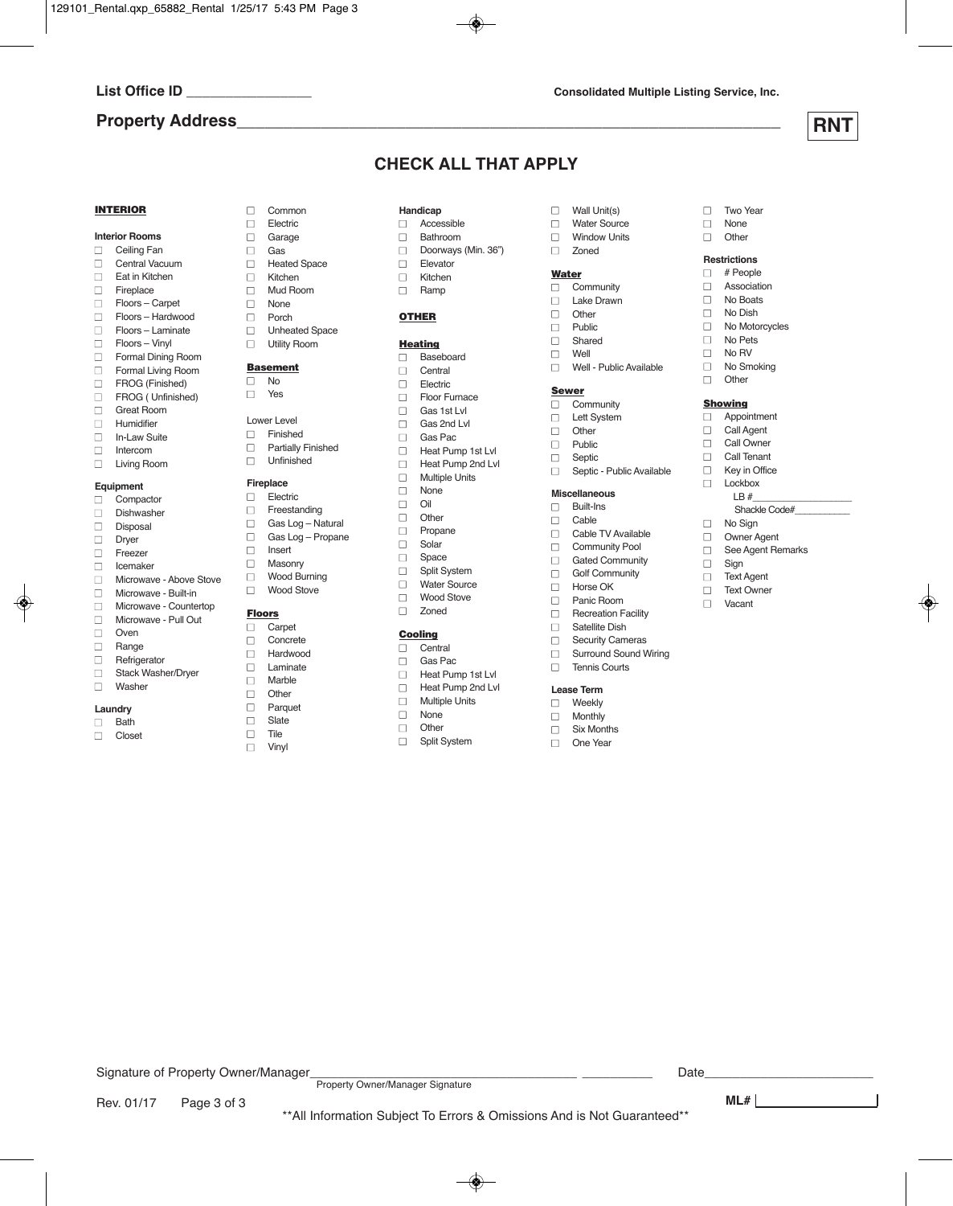List Office ID _______________

Consolidated Multiple Listing Service, Inc.

**Property Address**_______________________________________________

**RNT**

## CHECK ALL THAT APPLY

### INTERIOR

**Interior Rooms**
- ☐ Ceiling Fan
- ☐ Central Vacuum
- ☐ Eat in Kitchen
- ☐ Fireplace
- ☐ Floors – Carpet
- ☐ Floors – Hardwood
- ☐ Floors – Laminate
- ☐ Floors – Vinyl
- ☐ Formal Dining Room
- ☐ Formal Living Room
- ☐ FROG (Finished)
- ☐ FROG ( Unfinished)
- ☐ Great Room
- ☐ Humidifier
- ☐ In-Law Suite
- ☐ Intercom
- ☐ Living Room

**Equipment**
- ☐ Compactor
- ☐ Dishwasher
- ☐ Disposal
- ☐ Dryer
- ☐ Freezer
- ☐ Icemaker
- ☐ Microwave - Above Stove
- ☐ Microwave - Built-in
- ☐ Microwave - Countertop
- ☐ Microwave - Pull Out
- ☐ Oven
- ☐ Range
- ☐ Refrigerator
- ☐ Stack Washer/Dryer
- ☐ Washer

**Laundry**
- ☐ Bath
- ☐ Closet
- ☐ Common
- ☐ Electric
- ☐ Garage
- ☐ Gas
- ☐ Heated Space
- ☐ Kitchen
- ☐ Mud Room
- ☐ None
- ☐ Porch
- ☐ Unheated Space
- ☐ Utility Room

**Basement**
- ☐ No
- ☐ Yes

Lower Level
- ☐ Finished
- ☐ Partially Finished
- ☐ Unfinished

**Fireplace**
- ☐ Electric
- ☐ Freestanding
- ☐ Gas Log – Natural
- ☐ Gas Log – Propane
- ☐ Insert
- ☐ Masonry
- ☐ Wood Burning
- ☐ Wood Stove

**Floors**
- ☐ Carpet
- ☐ Concrete
- ☐ Hardwood
- ☐ Laminate
- ☐ Marble
- ☐ Other
- ☐ Parquet
- ☐ Slate
- ☐ Tile
- ☐ Vinyl

**Handicap**
- ☐ Accessible
- ☐ Bathroom
- ☐ Doorways (Min. 36")
- ☐ Elevator
- ☐ Kitchen
- ☐ Ramp

### OTHER

**Heating**
- ☐ Baseboard
- ☐ Central
- ☐ Electric
- ☐ Floor Furnace
- ☐ Gas 1st Lvl
- ☐ Gas 2nd Lvl
- ☐ Gas Pac
- ☐ Heat Pump 1st Lvl
- ☐ Heat Pump 2nd Lvl
- ☐ Multiple Units
- ☐ None
- ☐ Oil
- ☐ Other
- ☐ Propane
- ☐ Solar
- ☐ Space
- ☐ Split System
- ☐ Water Source
- ☐ Wood Stove
- ☐ Zoned

**Cooling**
- ☐ Central
- ☐ Gas Pac
- ☐ Heat Pump 1st Lvl
- ☐ Heat Pump 2nd Lvl
- ☐ Multiple Units
- ☐ None
- ☐ Other
- ☐ Split System
- ☐ Wall Unit(s)
- ☐ Water Source
- ☐ Window Units
- ☐ Zoned

**Water**
- ☐ Community
- ☐ Lake Drawn
- ☐ Other
- ☐ Public
- ☐ Shared
- ☐ Well
- ☐ Well - Public Available

**Sewer**
- ☐ Community
- ☐ Lett System
- ☐ Other
- ☐ Public
- ☐ Septic
- ☐ Septic - Public Available

**Miscellaneous**
- ☐ Built-Ins
- ☐ Cable
- ☐ Cable TV Available
- ☐ Community Pool
- ☐ Gated Community
- ☐ Golf Community
- ☐ Horse OK
- ☐ Panic Room
- ☐ Recreation Facility
- ☐ Satellite Dish
- ☐ Security Cameras
- ☐ Surround Sound Wiring
- ☐ Tennis Courts

**Lease Term**
- ☐ Weekly
- ☐ Monthly
- ☐ Six Months
- ☐ One Year
- ☐ Two Year
- ☐ None
- ☐ Other

**Restrictions**
- ☐ # People
- ☐ Association
- ☐ No Boats
- ☐ No Dish
- ☐ No Motorcycles
- ☐ No Pets
- ☐ No RV
- ☐ No Smoking
- ☐ Other

**Showing**
- ☐ Appointment
- ☐ Call Agent
- ☐ Call Owner
- ☐ Call Tenant
- ☐ Key in Office
- ☐ Lockbox
  - LB #_______________
  - Shackle Code#__________
- ☐ No Sign
- ☐ Owner Agent
- ☐ See Agent Remarks
- ☐ Sign
- ☐ Text Agent
- ☐ Text Owner
- ☐ Vacant

Signature of Property Owner/Manager_________________________________ __________ Date____________________

Property Owner/Manager Signature

Rev. 01/17

ML# ______________

**All Information Subject To Errors & Omissions And is Not Guaranteed**